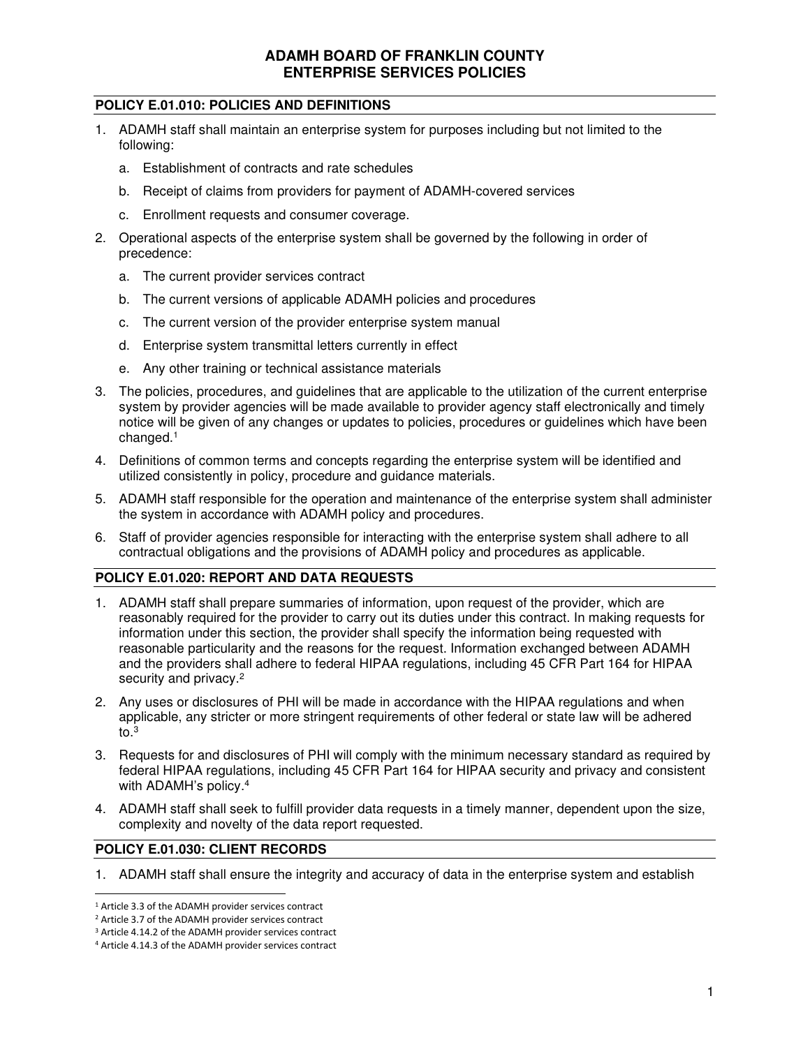# ADAMH BOARD OF FRANKLIN COUNTY
# ENTERPRISE SERVICES POLICIES

## POLICY E.01.010: POLICIES AND DEFINITIONS

1. ADAMH staff shall maintain an enterprise system for purposes including but not limited to the following:
   a. Establishment of contracts and rate schedules
   b. Receipt of claims from providers for payment of ADAMH-covered services
   c. Enrollment requests and consumer coverage.
2. Operational aspects of the enterprise system shall be governed by the following in order of precedence:
   a. The current provider services contract
   b. The current versions of applicable ADAMH policies and procedures
   c. The current version of the provider enterprise system manual
   d. Enterprise system transmittal letters currently in effect
   e. Any other training or technical assistance materials
3. The policies, procedures, and guidelines that are applicable to the utilization of the current enterprise system by provider agencies will be made available to provider agency staff electronically and timely notice will be given of any changes or updates to policies, procedures or guidelines which have been changed.[1]
4. Definitions of common terms and concepts regarding the enterprise system will be identified and utilized consistently in policy, procedure and guidance materials.
5. ADAMH staff responsible for the operation and maintenance of the enterprise system shall administer the system in accordance with ADAMH policy and procedures.
6. Staff of provider agencies responsible for interacting with the enterprise system shall adhere to all contractual obligations and the provisions of ADAMH policy and procedures as applicable.

## POLICY E.01.020: REPORT AND DATA REQUESTS

1. ADAMH staff shall prepare summaries of information, upon request of the provider, which are reasonably required for the provider to carry out its duties under this contract. In making requests for information under this section, the provider shall specify the information being requested with reasonable particularity and the reasons for the request. Information exchanged between ADAMH and the providers shall adhere to federal HIPAA regulations, including 45 CFR Part 164 for HIPAA security and privacy.[2]
2. Any uses or disclosures of PHI will be made in accordance with the HIPAA regulations and when applicable, any stricter or more stringent requirements of other federal or state law will be adhered to.[3]
3. Requests for and disclosures of PHI will comply with the minimum necessary standard as required by federal HIPAA regulations, including 45 CFR Part 164 for HIPAA security and privacy and consistent with ADAMH's policy.[4]
4. ADAMH staff shall seek to fulfill provider data requests in a timely manner, dependent upon the size, complexity and novelty of the data report requested.

## POLICY E.01.030: CLIENT RECORDS

1. ADAMH staff shall ensure the integrity and accuracy of data in the enterprise system and establish

---

[1] Article 3.3 of the ADAMH provider services contract
[2] Article 3.7 of the ADAMH provider services contract
[3] Article 4.14.2 of the ADAMH provider services contract
[4] Article 4.14.3 of the ADAMH provider services contract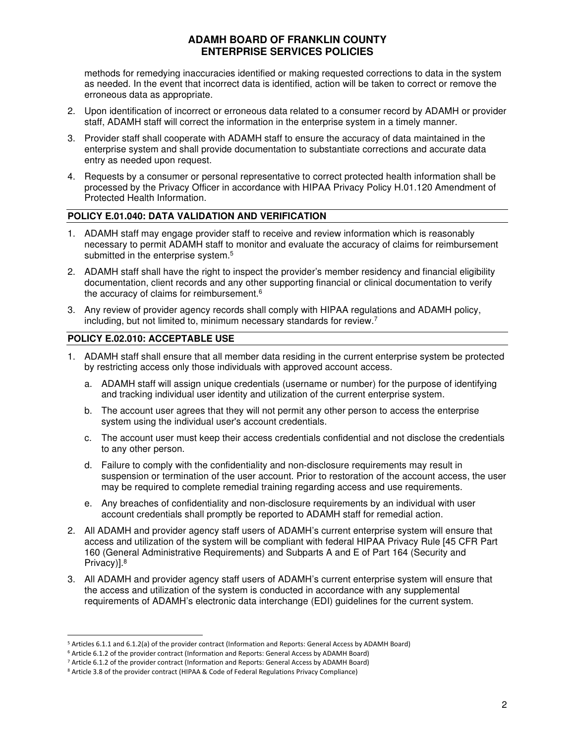methods for remedying inaccuracies identified or making requested corrections to data in the system as needed. In the event that incorrect data is identified, action will be taken to correct or remove the erroneous data as appropriate.

2. Upon identification of incorrect or erroneous data related to a consumer record by ADAMH or provider staff, ADAMH staff will correct the information in the enterprise system in a timely manner.
3. Provider staff shall cooperate with ADAMH staff to ensure the accuracy of data maintained in the enterprise system and shall provide documentation to substantiate corrections and accurate data entry as needed upon request.
4. Requests by a consumer or personal representative to correct protected health information shall be processed by the Privacy Officer in accordance with HIPAA Privacy Policy H.01.120 Amendment of Protected Health Information.

## POLICY E.01.040: DATA VALIDATION AND VERIFICATION

1. ADAMH staff may engage provider staff to receive and review information which is reasonably necessary to permit ADAMH staff to monitor and evaluate the accuracy of claims for reimbursement submitted in the enterprise system.[5]
2. ADAMH staff shall have the right to inspect the provider's member residency and financial eligibility documentation, client records and any other supporting financial or clinical documentation to verify the accuracy of claims for reimbursement.[6]
3. Any review of provider agency records shall comply with HIPAA regulations and ADAMH policy, including, but not limited to, minimum necessary standards for review.[7]

## POLICY E.02.010: ACCEPTABLE USE

1. ADAMH staff shall ensure that all member data residing in the current enterprise system be protected by restricting access only those individuals with approved account access.
   a. ADAMH staff will assign unique credentials (username or number) for the purpose of identifying and tracking individual user identity and utilization of the current enterprise system.
   b. The account user agrees that they will not permit any other person to access the enterprise system using the individual user's account credentials.
   c. The account user must keep their access credentials confidential and not disclose the credentials to any other person.
   d. Failure to comply with the confidentiality and non-disclosure requirements may result in suspension or termination of the user account. Prior to restoration of the account access, the user may be required to complete remedial training regarding access and use requirements.
   e. Any breaches of confidentiality and non-disclosure requirements by an individual with user account credentials shall promptly be reported to ADAMH staff for remedial action.
2. All ADAMH and provider agency staff users of ADAMH's current enterprise system will ensure that access and utilization of the system will be compliant with federal HIPAA Privacy Rule [45 CFR Part 160 (General Administrative Requirements) and Subparts A and E of Part 164 (Security and Privacy)].[8]
3. All ADAMH and provider agency staff users of ADAMH's current enterprise system will ensure that the access and utilization of the system is conducted in accordance with any supplemental requirements of ADAMH's electronic data interchange (EDI) guidelines for the current system.

---

[5] Articles 6.1.1 and 6.1.2(a) of the provider contract (Information and Reports: General Access by ADAMH Board)

[6] Article 6.1.2 of the provider contract (Information and Reports: General Access by ADAMH Board)

[7] Article 6.1.2 of the provider contract (Information and Reports: General Access by ADAMH Board)

[8] Article 3.8 of the provider contract (HIPAA & Code of Federal Regulations Privacy Compliance)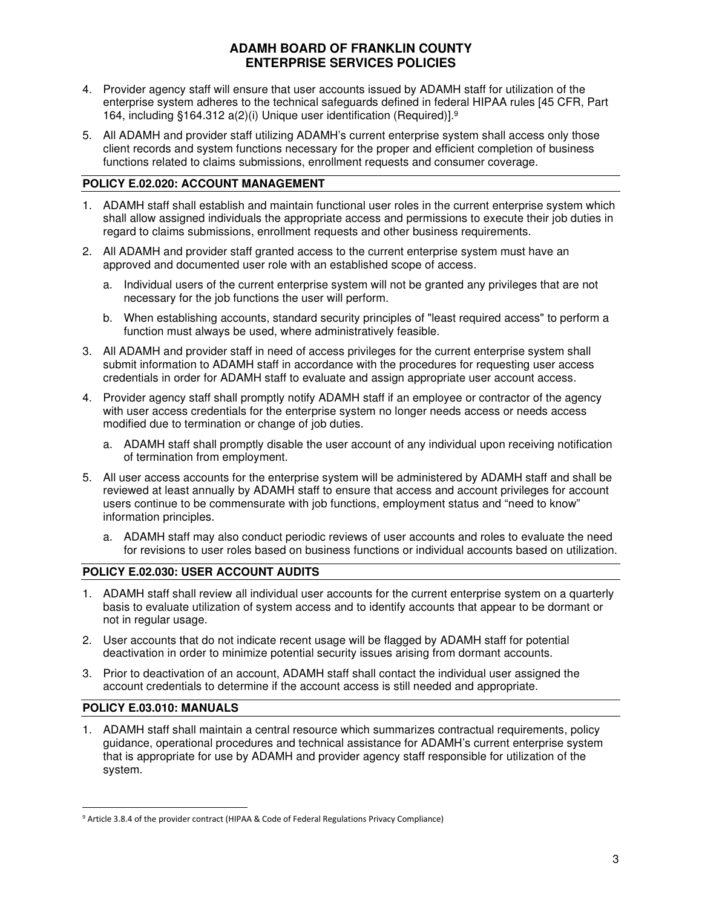4. Provider agency staff will ensure that user accounts issued by ADAMH staff for utilization of the enterprise system adheres to the technical safeguards defined in federal HIPAA rules [45 CFR, Part 164, including §164.312 a(2)(i) Unique user identification (Required)].[9]

5. All ADAMH and provider staff utilizing ADAMH's current enterprise system shall access only those client records and system functions necessary for the proper and efficient completion of business functions related to claims submissions, enrollment requests and consumer coverage.

## POLICY E.02.020: ACCOUNT MANAGEMENT

1. ADAMH staff shall establish and maintain functional user roles in the current enterprise system which shall allow assigned individuals the appropriate access and permissions to execute their job duties in regard to claims submissions, enrollment requests and other business requirements.

2. All ADAMH and provider staff granted access to the current enterprise system must have an approved and documented user role with an established scope of access.
   a. Individual users of the current enterprise system will not be granted any privileges that are not necessary for the job functions the user will perform.
   b. When establishing accounts, standard security principles of "least required access" to perform a function must always be used, where administratively feasible.

3. All ADAMH and provider staff in need of access privileges for the current enterprise system shall submit information to ADAMH staff in accordance with the procedures for requesting user access credentials in order for ADAMH staff to evaluate and assign appropriate user account access.

4. Provider agency staff shall promptly notify ADAMH staff if an employee or contractor of the agency with user access credentials for the enterprise system no longer needs access or needs access modified due to termination or change of job duties.
   a. ADAMH staff shall promptly disable the user account of any individual upon receiving notification of termination from employment.

5. All user access accounts for the enterprise system will be administered by ADAMH staff and shall be reviewed at least annually by ADAMH staff to ensure that access and account privileges for account users continue to be commensurate with job functions, employment status and "need to know" information principles.
   a. ADAMH staff may also conduct periodic reviews of user accounts and roles to evaluate the need for revisions to user roles based on business functions or individual accounts based on utilization.

## POLICY E.02.030: USER ACCOUNT AUDITS

1. ADAMH staff shall review all individual user accounts for the current enterprise system on a quarterly basis to evaluate utilization of system access and to identify accounts that appear to be dormant or not in regular usage.

2. User accounts that do not indicate recent usage will be flagged by ADAMH staff for potential deactivation in order to minimize potential security issues arising from dormant accounts.

3. Prior to deactivation of an account, ADAMH staff shall contact the individual user assigned the account credentials to determine if the account access is still needed and appropriate.

## POLICY E.03.010: MANUALS

1. ADAMH staff shall maintain a central resource which summarizes contractual requirements, policy guidance, operational procedures and technical assistance for ADAMH's current enterprise system that is appropriate for use by ADAMH and provider agency staff responsible for utilization of the system.

---

[9] Article 3.8.4 of the provider contract (HIPAA & Code of Federal Regulations Privacy Compliance)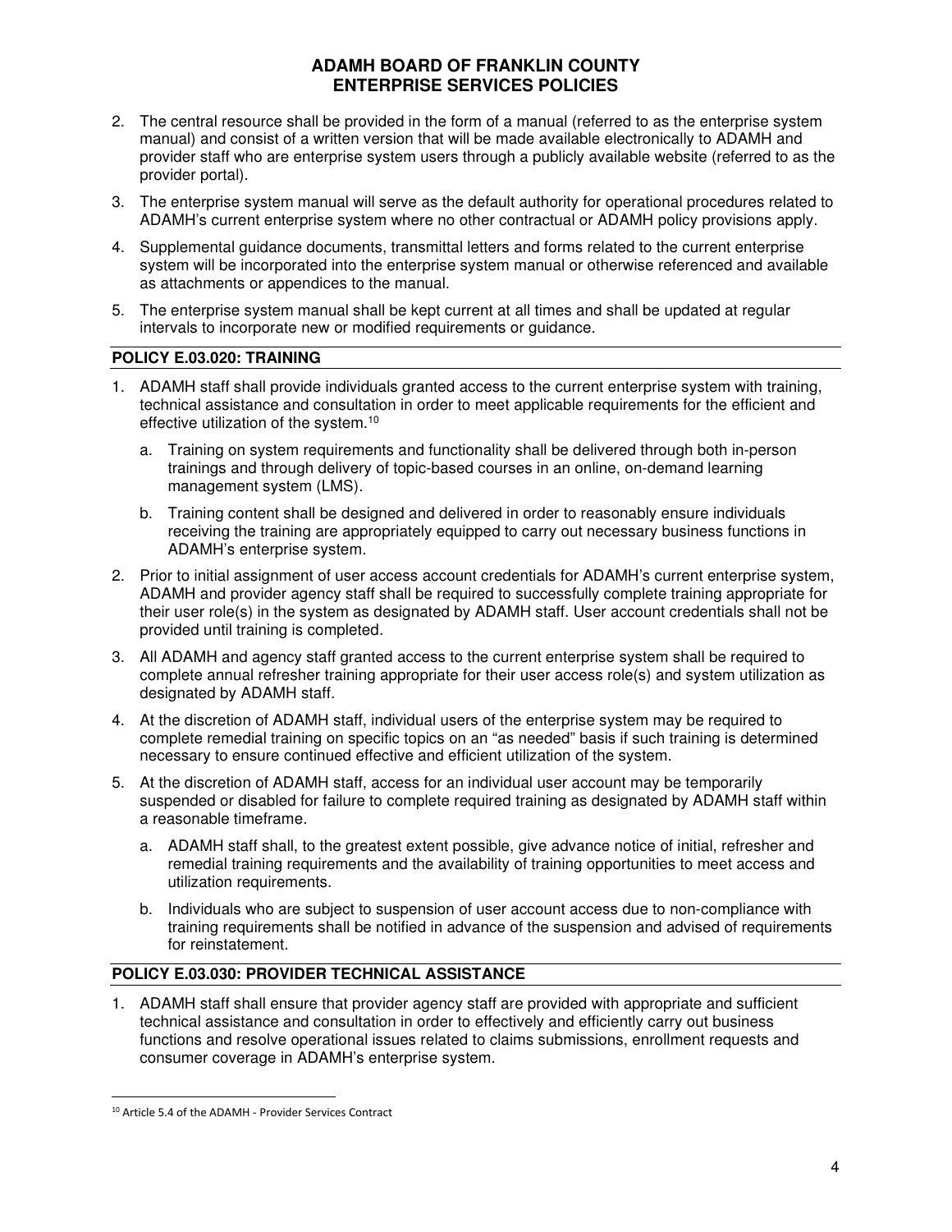2. The central resource shall be provided in the form of a manual (referred to as the enterprise system manual) and consist of a written version that will be made available electronically to ADAMH and provider staff who are enterprise system users through a publicly available website (referred to as the provider portal).
3. The enterprise system manual will serve as the default authority for operational procedures related to ADAMH's current enterprise system where no other contractual or ADAMH policy provisions apply.
4. Supplemental guidance documents, transmittal letters and forms related to the current enterprise system will be incorporated into the enterprise system manual or otherwise referenced and available as attachments or appendices to the manual.
5. The enterprise system manual shall be kept current at all times and shall be updated at regular intervals to incorporate new or modified requirements or guidance.

## POLICY E.03.020: TRAINING

1. ADAMH staff shall provide individuals granted access to the current enterprise system with training, technical assistance and consultation in order to meet applicable requirements for the efficient and effective utilization of the system.[10]
   a. Training on system requirements and functionality shall be delivered through both in-person trainings and through delivery of topic-based courses in an online, on-demand learning management system (LMS).
   b. Training content shall be designed and delivered in order to reasonably ensure individuals receiving the training are appropriately equipped to carry out necessary business functions in ADAMH's enterprise system.
2. Prior to initial assignment of user access account credentials for ADAMH's current enterprise system, ADAMH and provider agency staff shall be required to successfully complete training appropriate for their user role(s) in the system as designated by ADAMH staff. User account credentials shall not be provided until training is completed.
3. All ADAMH and agency staff granted access to the current enterprise system shall be required to complete annual refresher training appropriate for their user access role(s) and system utilization as designated by ADAMH staff.
4. At the discretion of ADAMH staff, individual users of the enterprise system may be required to complete remedial training on specific topics on an "as needed" basis if such training is determined necessary to ensure continued effective and efficient utilization of the system.
5. At the discretion of ADAMH staff, access for an individual user account may be temporarily suspended or disabled for failure to complete required training as designated by ADAMH staff within a reasonable timeframe.
   a. ADAMH staff shall, to the greatest extent possible, give advance notice of initial, refresher and remedial training requirements and the availability of training opportunities to meet access and utilization requirements.
   b. Individuals who are subject to suspension of user account access due to non-compliance with training requirements shall be notified in advance of the suspension and advised of requirements for reinstatement.

## POLICY E.03.030: PROVIDER TECHNICAL ASSISTANCE

1. ADAMH staff shall ensure that provider agency staff are provided with appropriate and sufficient technical assistance and consultation in order to effectively and efficiently carry out business functions and resolve operational issues related to claims submissions, enrollment requests and consumer coverage in ADAMH's enterprise system.

---

[10] Article 5.4 of the ADAMH - Provider Services Contract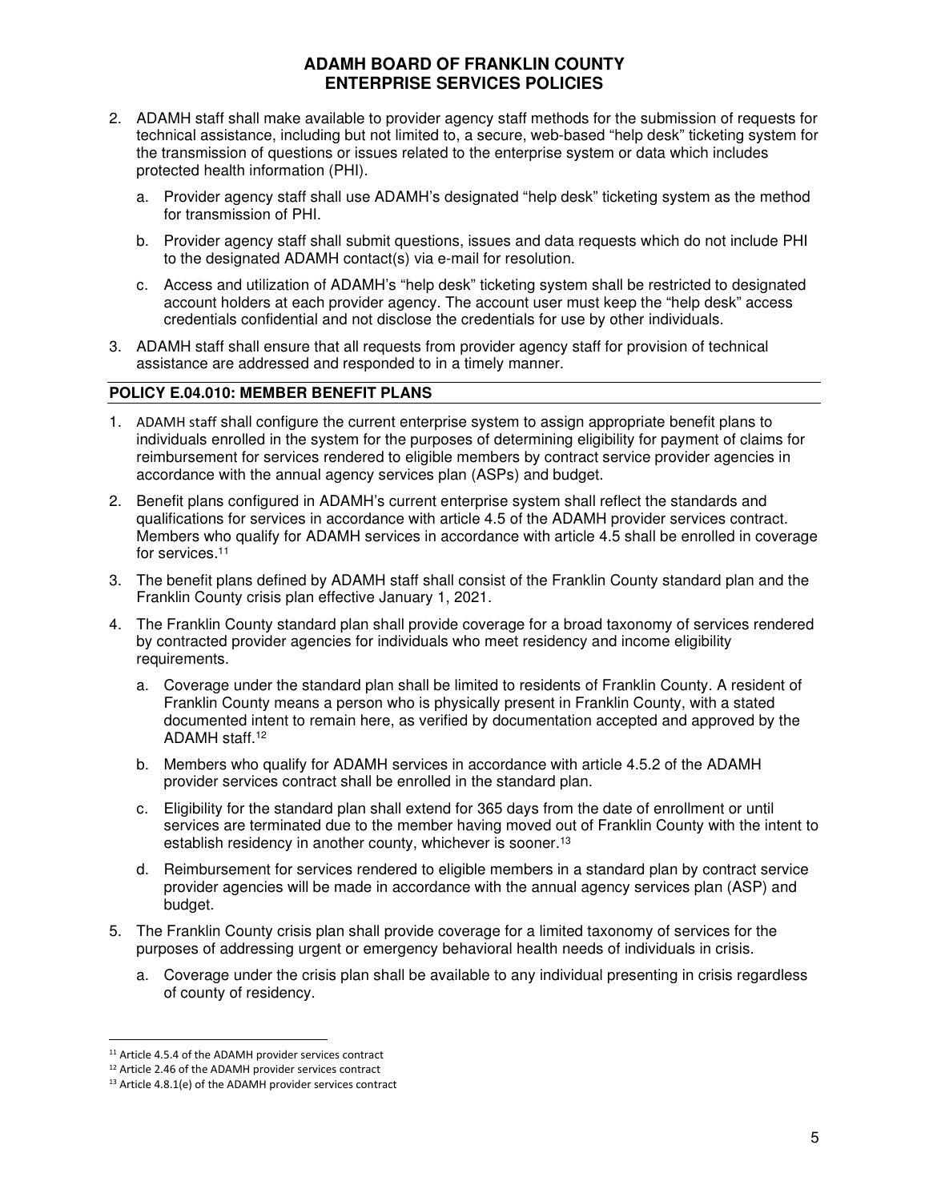2. ADAMH staff shall make available to provider agency staff methods for the submission of requests for technical assistance, including but not limited to, a secure, web-based "help desk" ticketing system for the transmission of questions or issues related to the enterprise system or data which includes protected health information (PHI).

   a. Provider agency staff shall use ADAMH's designated "help desk" ticketing system as the method for transmission of PHI.

   b. Provider agency staff shall submit questions, issues and data requests which do not include PHI to the designated ADAMH contact(s) via e-mail for resolution.

   c. Access and utilization of ADAMH's "help desk" ticketing system shall be restricted to designated account holders at each provider agency. The account user must keep the "help desk" access credentials confidential and not disclose the credentials for use by other individuals.

3. ADAMH staff shall ensure that all requests from provider agency staff for provision of technical assistance are addressed and responded to in a timely manner.

**POLICY E.04.010: MEMBER BENEFIT PLANS**

1. ADAMH staff shall configure the current enterprise system to assign appropriate benefit plans to individuals enrolled in the system for the purposes of determining eligibility for payment of claims for reimbursement for services rendered to eligible members by contract service provider agencies in accordance with the annual agency services plan (ASPs) and budget.

2. Benefit plans configured in ADAMH's current enterprise system shall reflect the standards and qualifications for services in accordance with article 4.5 of the ADAMH provider services contract. Members who qualify for ADAMH services in accordance with article 4.5 shall be enrolled in coverage for services.[11]

3. The benefit plans defined by ADAMH staff shall consist of the Franklin County standard plan and the Franklin County crisis plan effective January 1, 2021.

4. The Franklin County standard plan shall provide coverage for a broad taxonomy of services rendered by contracted provider agencies for individuals who meet residency and income eligibility requirements.

   a. Coverage under the standard plan shall be limited to residents of Franklin County. A resident of Franklin County means a person who is physically present in Franklin County, with a stated documented intent to remain here, as verified by documentation accepted and approved by the ADAMH staff.[12]

   b. Members who qualify for ADAMH services in accordance with article 4.5.2 of the ADAMH provider services contract shall be enrolled in the standard plan.

   c. Eligibility for the standard plan shall extend for 365 days from the date of enrollment or until services are terminated due to the member having moved out of Franklin County with the intent to establish residency in another county, whichever is sooner.[13]

   d. Reimbursement for services rendered to eligible members in a standard plan by contract service provider agencies will be made in accordance with the annual agency services plan (ASP) and budget.

5. The Franklin County crisis plan shall provide coverage for a limited taxonomy of services for the purposes of addressing urgent or emergency behavioral health needs of individuals in crisis.

   a. Coverage under the crisis plan shall be available to any individual presenting in crisis regardless of county of residency.

---

[11] Article 4.5.4 of the ADAMH provider services contract

[12] Article 2.46 of the ADAMH provider services contract

[13] Article 4.8.1(e) of the ADAMH provider services contract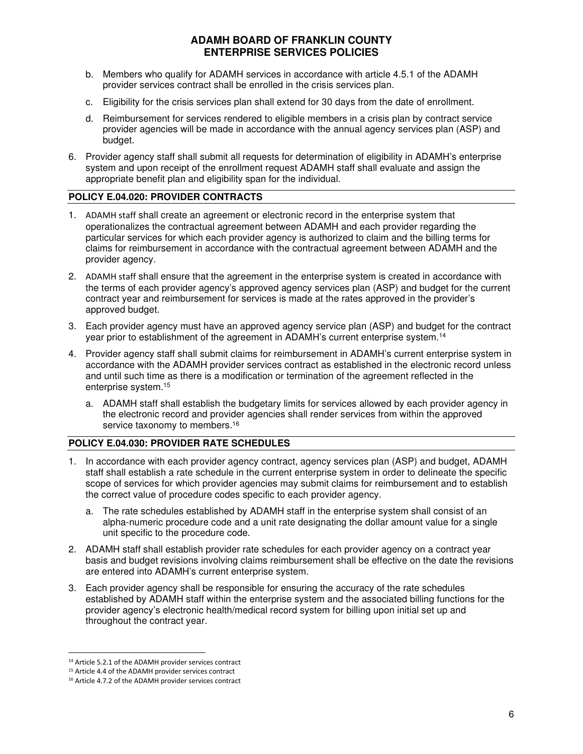b. Members who qualify for ADAMH services in accordance with article 4.5.1 of the ADAMH provider services contract shall be enrolled in the crisis services plan.

c. Eligibility for the crisis services plan shall extend for 30 days from the date of enrollment.

d. Reimbursement for services rendered to eligible members in a crisis plan by contract service provider agencies will be made in accordance with the annual agency services plan (ASP) and budget.

6. Provider agency staff shall submit all requests for determination of eligibility in ADAMH's enterprise system and upon receipt of the enrollment request ADAMH staff shall evaluate and assign the appropriate benefit plan and eligibility span for the individual.

## POLICY E.04.020: PROVIDER CONTRACTS

1. ADAMH staff shall create an agreement or electronic record in the enterprise system that operationalizes the contractual agreement between ADAMH and each provider regarding the particular services for which each provider agency is authorized to claim and the billing terms for claims for reimbursement in accordance with the contractual agreement between ADAMH and the provider agency.

2. ADAMH staff shall ensure that the agreement in the enterprise system is created in accordance with the terms of each provider agency's approved agency services plan (ASP) and budget for the current contract year and reimbursement for services is made at the rates approved in the provider's approved budget.

3. Each provider agency must have an approved agency service plan (ASP) and budget for the contract year prior to establishment of the agreement in ADAMH's current enterprise system.[14]

4. Provider agency staff shall submit claims for reimbursement in ADAMH's current enterprise system in accordance with the ADAMH provider services contract as established in the electronic record unless and until such time as there is a modification or termination of the agreement reflected in the enterprise system.[15]

   a. ADAMH staff shall establish the budgetary limits for services allowed by each provider agency in the electronic record and provider agencies shall render services from within the approved service taxonomy to members.[16]

## POLICY E.04.030: PROVIDER RATE SCHEDULES

1. In accordance with each provider agency contract, agency services plan (ASP) and budget, ADAMH staff shall establish a rate schedule in the current enterprise system in order to delineate the specific scope of services for which provider agencies may submit claims for reimbursement and to establish the correct value of procedure codes specific to each provider agency.

   a. The rate schedules established by ADAMH staff in the enterprise system shall consist of an alpha-numeric procedure code and a unit rate designating the dollar amount value for a single unit specific to the procedure code.

2. ADAMH staff shall establish provider rate schedules for each provider agency on a contract year basis and budget revisions involving claims reimbursement shall be effective on the date the revisions are entered into ADAMH's current enterprise system.

3. Each provider agency shall be responsible for ensuring the accuracy of the rate schedules established by ADAMH staff within the enterprise system and the associated billing functions for the provider agency's electronic health/medical record system for billing upon initial set up and throughout the contract year.

---

[14] Article 5.2.1 of the ADAMH provider services contract

[15] Article 4.4 of the ADAMH provider services contract

[16] Article 4.7.2 of the ADAMH provider services contract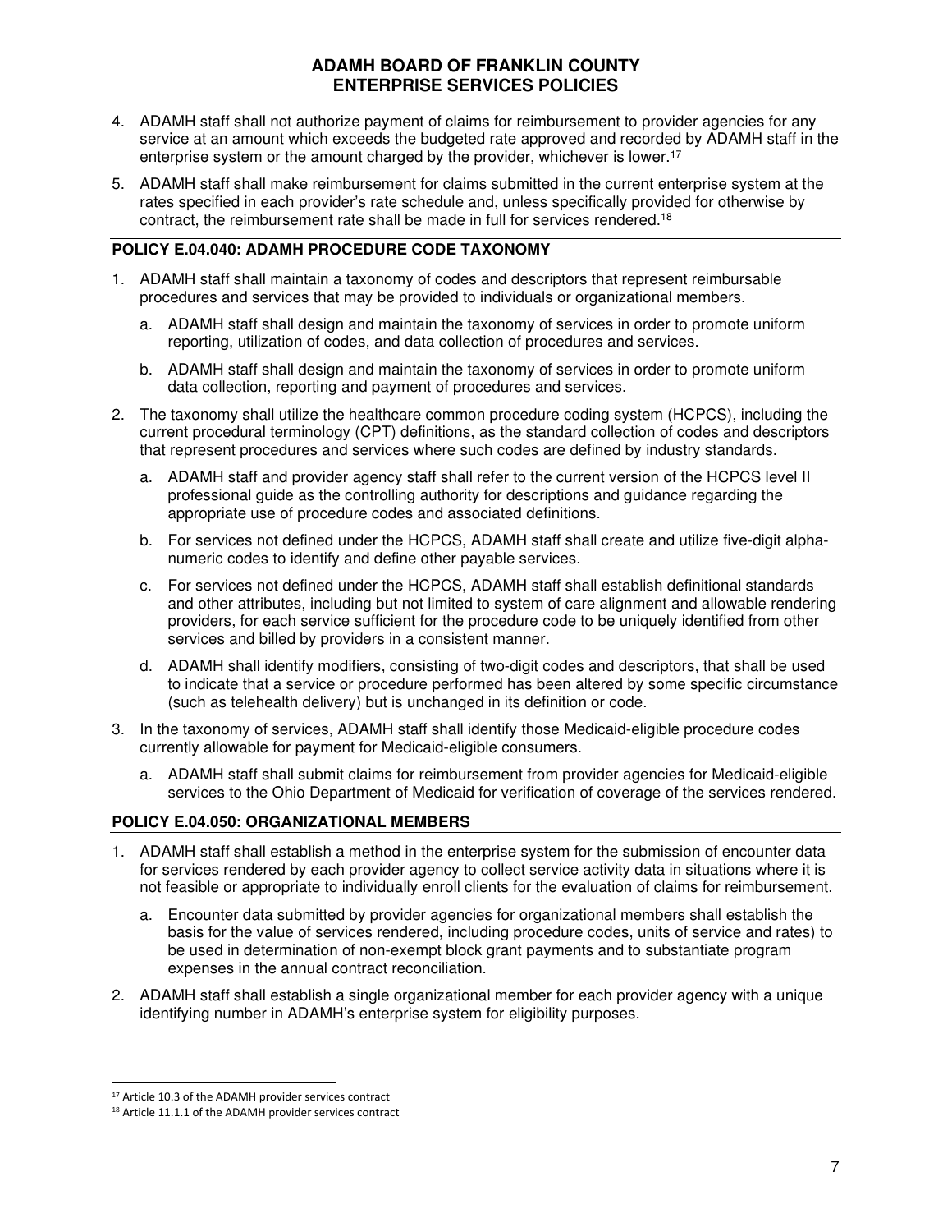4. ADAMH staff shall not authorize payment of claims for reimbursement to provider agencies for any service at an amount which exceeds the budgeted rate approved and recorded by ADAMH staff in the enterprise system or the amount charged by the provider, whichever is lower.[17]

5. ADAMH staff shall make reimbursement for claims submitted in the current enterprise system at the rates specified in each provider's rate schedule and, unless specifically provided for otherwise by contract, the reimbursement rate shall be made in full for services rendered.[18]

## POLICY E.04.040: ADAMH PROCEDURE CODE TAXONOMY

1. ADAMH staff shall maintain a taxonomy of codes and descriptors that represent reimbursable procedures and services that may be provided to individuals or organizational members.
   a. ADAMH staff shall design and maintain the taxonomy of services in order to promote uniform reporting, utilization of codes, and data collection of procedures and services.
   b. ADAMH staff shall design and maintain the taxonomy of services in order to promote uniform data collection, reporting and payment of procedures and services.
2. The taxonomy shall utilize the healthcare common procedure coding system (HCPCS), including the current procedural terminology (CPT) definitions, as the standard collection of codes and descriptors that represent procedures and services where such codes are defined by industry standards.
   a. ADAMH staff and provider agency staff shall refer to the current version of the HCPCS level II professional guide as the controlling authority for descriptions and guidance regarding the appropriate use of procedure codes and associated definitions.
   b. For services not defined under the HCPCS, ADAMH staff shall create and utilize five-digit alpha-numeric codes to identify and define other payable services.
   c. For services not defined under the HCPCS, ADAMH staff shall establish definitional standards and other attributes, including but not limited to system of care alignment and allowable rendering providers, for each service sufficient for the procedure code to be uniquely identified from other services and billed by providers in a consistent manner.
   d. ADAMH shall identify modifiers, consisting of two-digit codes and descriptors, that shall be used to indicate that a service or procedure performed has been altered by some specific circumstance (such as telehealth delivery) but is unchanged in its definition or code.
3. In the taxonomy of services, ADAMH staff shall identify those Medicaid-eligible procedure codes currently allowable for payment for Medicaid-eligible consumers.
   a. ADAMH staff shall submit claims for reimbursement from provider agencies for Medicaid-eligible services to the Ohio Department of Medicaid for verification of coverage of the services rendered.

## POLICY E.04.050: ORGANIZATIONAL MEMBERS

1. ADAMH staff shall establish a method in the enterprise system for the submission of encounter data for services rendered by each provider agency to collect service activity data in situations where it is not feasible or appropriate to individually enroll clients for the evaluation of claims for reimbursement.
   a. Encounter data submitted by provider agencies for organizational members shall establish the basis for the value of services rendered, including procedure codes, units of service and rates) to be used in determination of non-exempt block grant payments and to substantiate program expenses in the annual contract reconciliation.
2. ADAMH staff shall establish a single organizational member for each provider agency with a unique identifying number in ADAMH's enterprise system for eligibility purposes.

---

[17] Article 10.3 of the ADAMH provider services contract

[18] Article 11.1.1 of the ADAMH provider services contract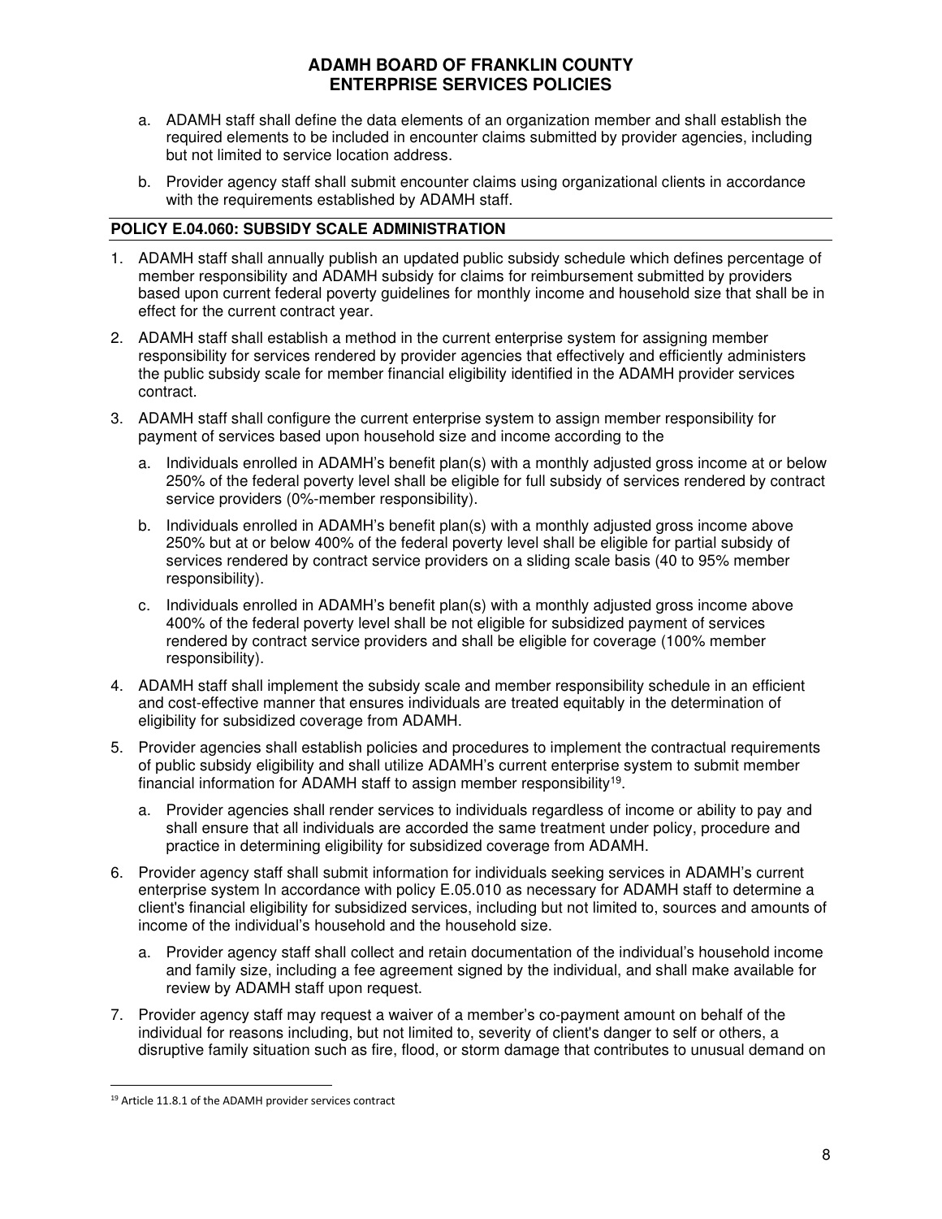a. ADAMH staff shall define the data elements of an organization member and shall establish the required elements to be included in encounter claims submitted by provider agencies, including but not limited to service location address.

b. Provider agency staff shall submit encounter claims using organizational clients in accordance with the requirements established by ADAMH staff.

## POLICY E.04.060: SUBSIDY SCALE ADMINISTRATION

1. ADAMH staff shall annually publish an updated public subsidy schedule which defines percentage of member responsibility and ADAMH subsidy for claims for reimbursement submitted by providers based upon current federal poverty guidelines for monthly income and household size that shall be in effect for the current contract year.

2. ADAMH staff shall establish a method in the current enterprise system for assigning member responsibility for services rendered by provider agencies that effectively and efficiently administers the public subsidy scale for member financial eligibility identified in the ADAMH provider services contract.

3. ADAMH staff shall configure the current enterprise system to assign member responsibility for payment of services based upon household size and income according to the

   a. Individuals enrolled in ADAMH's benefit plan(s) with a monthly adjusted gross income at or below 250% of the federal poverty level shall be eligible for full subsidy of services rendered by contract service providers (0%-member responsibility).

   b. Individuals enrolled in ADAMH's benefit plan(s) with a monthly adjusted gross income above 250% but at or below 400% of the federal poverty level shall be eligible for partial subsidy of services rendered by contract service providers on a sliding scale basis (40 to 95% member responsibility).

   c. Individuals enrolled in ADAMH's benefit plan(s) with a monthly adjusted gross income above 400% of the federal poverty level shall be not eligible for subsidized payment of services rendered by contract service providers and shall be eligible for coverage (100% member responsibility).

4. ADAMH staff shall implement the subsidy scale and member responsibility schedule in an efficient and cost-effective manner that ensures individuals are treated equitably in the determination of eligibility for subsidized coverage from ADAMH.

5. Provider agencies shall establish policies and procedures to implement the contractual requirements of public subsidy eligibility and shall utilize ADAMH's current enterprise system to submit member financial information for ADAMH staff to assign member responsibility[19].

   a. Provider agencies shall render services to individuals regardless of income or ability to pay and shall ensure that all individuals are accorded the same treatment under policy, procedure and practice in determining eligibility for subsidized coverage from ADAMH.

6. Provider agency staff shall submit information for individuals seeking services in ADAMH's current enterprise system In accordance with policy E.05.010 as necessary for ADAMH staff to determine a client's financial eligibility for subsidized services, including but not limited to, sources and amounts of income of the individual's household and the household size.

   a. Provider agency staff shall collect and retain documentation of the individual's household income and family size, including a fee agreement signed by the individual, and shall make available for review by ADAMH staff upon request.

7. Provider agency staff may request a waiver of a member's co-payment amount on behalf of the individual for reasons including, but not limited to, severity of client's danger to self or others, a disruptive family situation such as fire, flood, or storm damage that contributes to unusual demand on

---

[19] Article 11.8.1 of the ADAMH provider services contract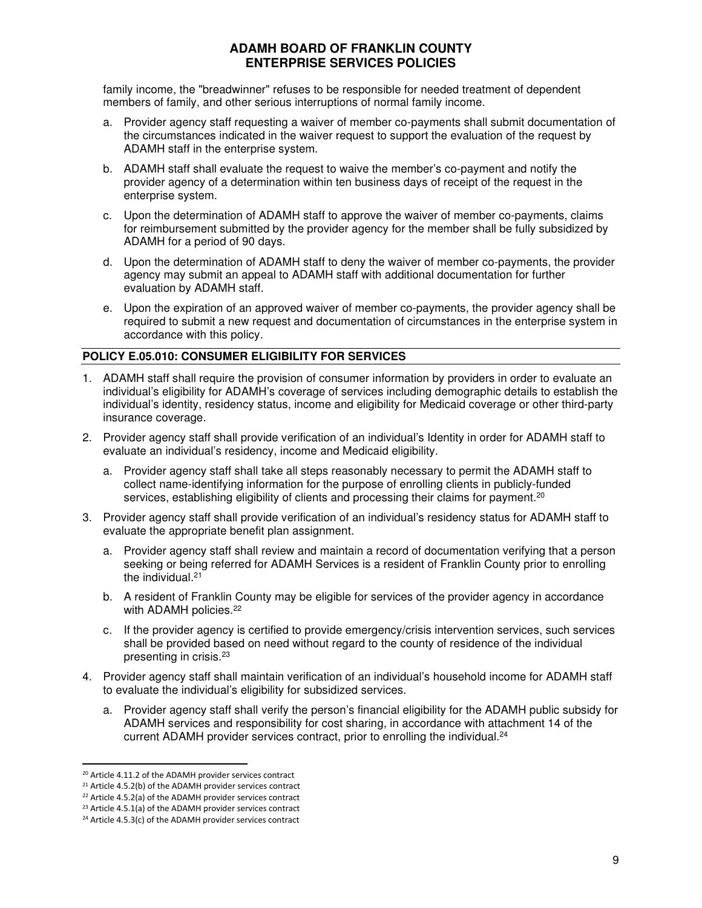family income, the "breadwinner" refuses to be responsible for needed treatment of dependent members of family, and other serious interruptions of normal family income.

a. Provider agency staff requesting a waiver of member co-payments shall submit documentation of the circumstances indicated in the waiver request to support the evaluation of the request by ADAMH staff in the enterprise system.

b. ADAMH staff shall evaluate the request to waive the member's co-payment and notify the provider agency of a determination within ten business days of receipt of the request in the enterprise system.

c. Upon the determination of ADAMH staff to approve the waiver of member co-payments, claims for reimbursement submitted by the provider agency for the member shall be fully subsidized by ADAMH for a period of 90 days.

d. Upon the determination of ADAMH staff to deny the waiver of member co-payments, the provider agency may submit an appeal to ADAMH staff with additional documentation for further evaluation by ADAMH staff.

e. Upon the expiration of an approved waiver of member co-payments, the provider agency shall be required to submit a new request and documentation of circumstances in the enterprise system in accordance with this policy.

## POLICY E.05.010: CONSUMER ELIGIBILITY FOR SERVICES

1. ADAMH staff shall require the provision of consumer information by providers in order to evaluate an individual's eligibility for ADAMH's coverage of services including demographic details to establish the individual's identity, residency status, income and eligibility for Medicaid coverage or other third-party insurance coverage.

2. Provider agency staff shall provide verification of an individual's Identity in order for ADAMH staff to evaluate an individual's residency, income and Medicaid eligibility.

   a. Provider agency staff shall take all steps reasonably necessary to permit the ADAMH staff to collect name-identifying information for the purpose of enrolling clients in publicly-funded services, establishing eligibility of clients and processing their claims for payment.[20]

3. Provider agency staff shall provide verification of an individual's residency status for ADAMH staff to evaluate the appropriate benefit plan assignment.

   a. Provider agency staff shall review and maintain a record of documentation verifying that a person seeking or being referred for ADAMH Services is a resident of Franklin County prior to enrolling the individual.[21]

   b. A resident of Franklin County may be eligible for services of the provider agency in accordance with ADAMH policies.[22]

   c. If the provider agency is certified to provide emergency/crisis intervention services, such services shall be provided based on need without regard to the county of residence of the individual presenting in crisis.[23]

4. Provider agency staff shall maintain verification of an individual's household income for ADAMH staff to evaluate the individual's eligibility for subsidized services.

   a. Provider agency staff shall verify the person's financial eligibility for the ADAMH public subsidy for ADAMH services and responsibility for cost sharing, in accordance with attachment 14 of the current ADAMH provider services contract, prior to enrolling the individual.[24]

---

[20] Article 4.11.2 of the ADAMH provider services contract

[21] Article 4.5.2(b) of the ADAMH provider services contract

[22] Article 4.5.2(a) of the ADAMH provider services contract

[23] Article 4.5.1(a) of the ADAMH provider services contract

[24] Article 4.5.3(c) of the ADAMH provider services contract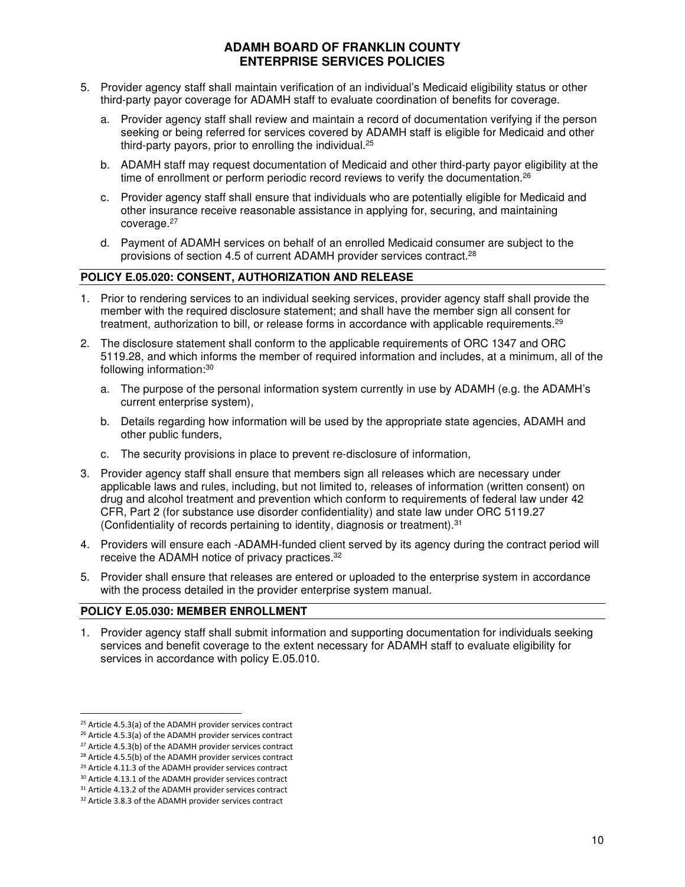5. Provider agency staff shall maintain verification of an individual's Medicaid eligibility status or other third-party payor coverage for ADAMH staff to evaluate coordination of benefits for coverage.

   a. Provider agency staff shall review and maintain a record of documentation verifying if the person seeking or being referred for services covered by ADAMH staff is eligible for Medicaid and other third-party payors, prior to enrolling the individual.[25]

   b. ADAMH staff may request documentation of Medicaid and other third-party payor eligibility at the time of enrollment or perform periodic record reviews to verify the documentation.[26]

   c. Provider agency staff shall ensure that individuals who are potentially eligible for Medicaid and other insurance receive reasonable assistance in applying for, securing, and maintaining coverage.[27]

   d. Payment of ADAMH services on behalf of an enrolled Medicaid consumer are subject to the provisions of section 4.5 of current ADAMH provider services contract.[28]

### POLICY E.05.020: CONSENT, AUTHORIZATION AND RELEASE

1. Prior to rendering services to an individual seeking services, provider agency staff shall provide the member with the required disclosure statement; and shall have the member sign all consent for treatment, authorization to bill, or release forms in accordance with applicable requirements.[29]

2. The disclosure statement shall conform to the applicable requirements of ORC 1347 and ORC 5119.28, and which informs the member of required information and includes, at a minimum, all of the following information:[30]

   a. The purpose of the personal information system currently in use by ADAMH (e.g. the ADAMH's current enterprise system),

   b. Details regarding how information will be used by the appropriate state agencies, ADAMH and other public funders,

   c. The security provisions in place to prevent re-disclosure of information,

3. Provider agency staff shall ensure that members sign all releases which are necessary under applicable laws and rules, including, but not limited to, releases of information (written consent) on drug and alcohol treatment and prevention which conform to requirements of federal law under 42 CFR, Part 2 (for substance use disorder confidentiality) and state law under ORC 5119.27 (Confidentiality of records pertaining to identity, diagnosis or treatment).[31]

4. Providers will ensure each -ADAMH-funded client served by its agency during the contract period will receive the ADAMH notice of privacy practices.[32]

5. Provider shall ensure that releases are entered or uploaded to the enterprise system in accordance with the process detailed in the provider enterprise system manual.

### POLICY E.05.030: MEMBER ENROLLMENT

1. Provider agency staff shall submit information and supporting documentation for individuals seeking services and benefit coverage to the extent necessary for ADAMH staff to evaluate eligibility for services in accordance with policy E.05.010.

---

[25] Article 4.5.3(a) of the ADAMH provider services contract
[26] Article 4.5.3(a) of the ADAMH provider services contract
[27] Article 4.5.3(b) of the ADAMH provider services contract
[28] Article 4.5.5(b) of the ADAMH provider services contract
[29] Article 4.11.3 of the ADAMH provider services contract
[30] Article 4.13.1 of the ADAMH provider services contract
[31] Article 4.13.2 of the ADAMH provider services contract
[32] Article 3.8.3 of the ADAMH provider services contract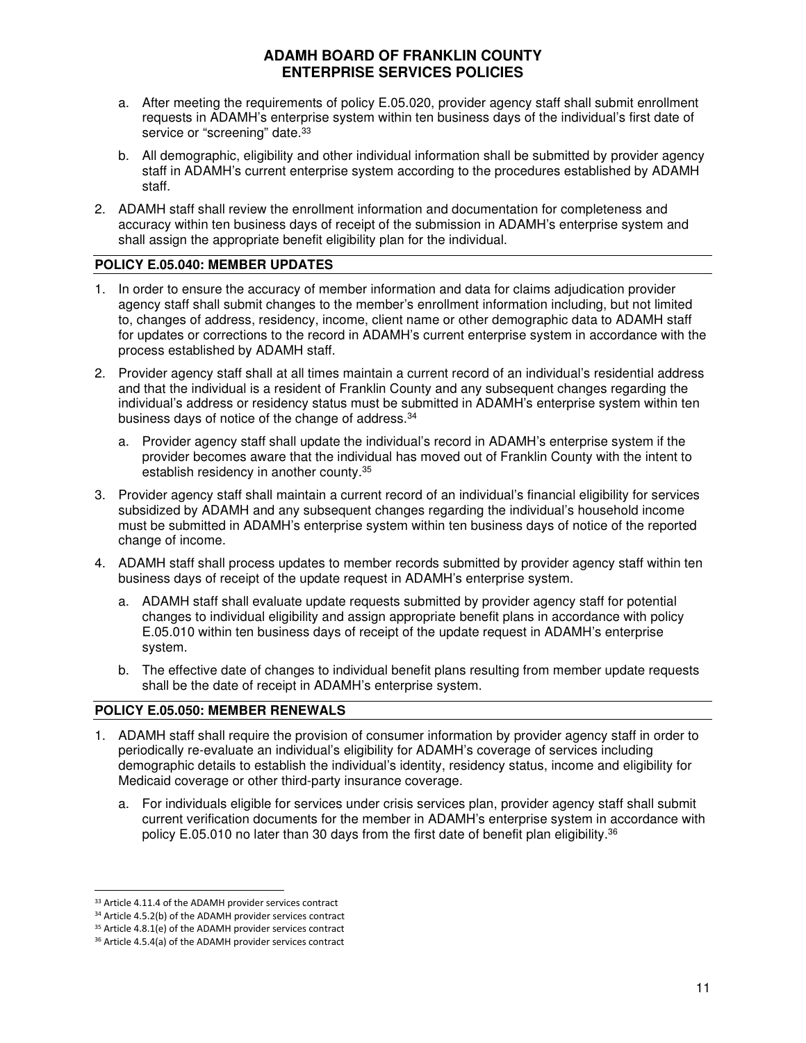a. After meeting the requirements of policy E.05.020, provider agency staff shall submit enrollment requests in ADAMH's enterprise system within ten business days of the individual's first date of service or "screening" date.[33]

b. All demographic, eligibility and other individual information shall be submitted by provider agency staff in ADAMH's current enterprise system according to the procedures established by ADAMH staff.

2. ADAMH staff shall review the enrollment information and documentation for completeness and accuracy within ten business days of receipt of the submission in ADAMH's enterprise system and shall assign the appropriate benefit eligibility plan for the individual.

### POLICY E.05.040: MEMBER UPDATES

1. In order to ensure the accuracy of member information and data for claims adjudication provider agency staff shall submit changes to the member's enrollment information including, but not limited to, changes of address, residency, income, client name or other demographic data to ADAMH staff for updates or corrections to the record in ADAMH's current enterprise system in accordance with the process established by ADAMH staff.
2. Provider agency staff shall at all times maintain a current record of an individual's residential address and that the individual is a resident of Franklin County and any subsequent changes regarding the individual's address or residency status must be submitted in ADAMH's enterprise system within ten business days of notice of the change of address.[34]
   a. Provider agency staff shall update the individual's record in ADAMH's enterprise system if the provider becomes aware that the individual has moved out of Franklin County with the intent to establish residency in another county.[35]
3. Provider agency staff shall maintain a current record of an individual's financial eligibility for services subsidized by ADAMH and any subsequent changes regarding the individual's household income must be submitted in ADAMH's enterprise system within ten business days of notice of the reported change of income.
4. ADAMH staff shall process updates to member records submitted by provider agency staff within ten business days of receipt of the update request in ADAMH's enterprise system.
   a. ADAMH staff shall evaluate update requests submitted by provider agency staff for potential changes to individual eligibility and assign appropriate benefit plans in accordance with policy E.05.010 within ten business days of receipt of the update request in ADAMH's enterprise system.
   b. The effective date of changes to individual benefit plans resulting from member update requests shall be the date of receipt in ADAMH's enterprise system.

### POLICY E.05.050: MEMBER RENEWALS

1. ADAMH staff shall require the provision of consumer information by provider agency staff in order to periodically re-evaluate an individual's eligibility for ADAMH's coverage of services including demographic details to establish the individual's identity, residency status, income and eligibility for Medicaid coverage or other third-party insurance coverage.
   a. For individuals eligible for services under crisis services plan, provider agency staff shall submit current verification documents for the member in ADAMH's enterprise system in accordance with policy E.05.010 no later than 30 days from the first date of benefit plan eligibility.[36]

---

[33] Article 4.11.4 of the ADAMH provider services contract

[34] Article 4.5.2(b) of the ADAMH provider services contract

[35] Article 4.8.1(e) of the ADAMH provider services contract

[36] Article 4.5.4(a) of the ADAMH provider services contract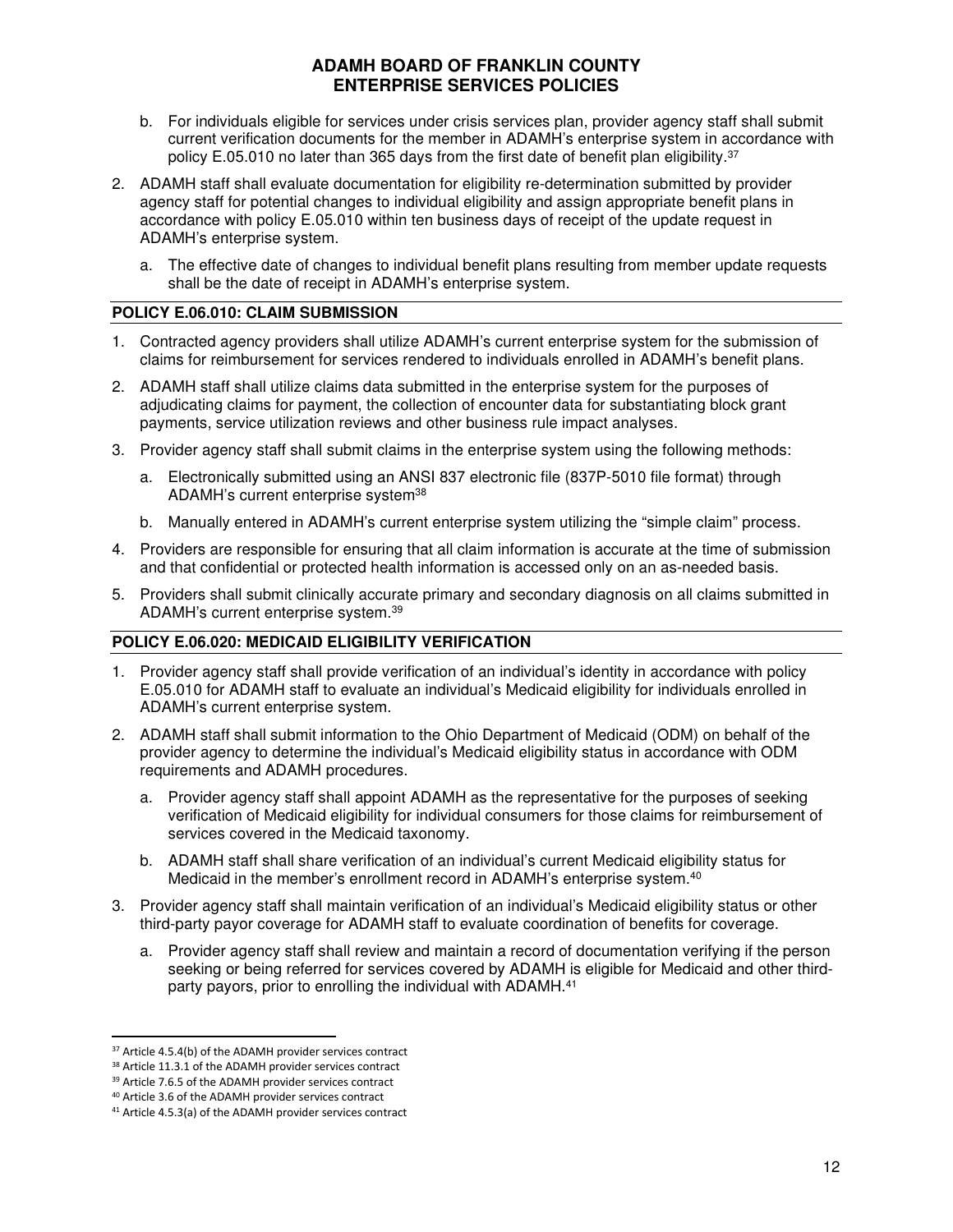b. For individuals eligible for services under crisis services plan, provider agency staff shall submit current verification documents for the member in ADAMH's enterprise system in accordance with policy E.05.010 no later than 365 days from the first date of benefit plan eligibility.[37]

2. ADAMH staff shall evaluate documentation for eligibility re-determination submitted by provider agency staff for potential changes to individual eligibility and assign appropriate benefit plans in accordance with policy E.05.010 within ten business days of receipt of the update request in ADAMH's enterprise system.

   a. The effective date of changes to individual benefit plans resulting from member update requests shall be the date of receipt in ADAMH's enterprise system.

### POLICY E.06.010: CLAIM SUBMISSION

1. Contracted agency providers shall utilize ADAMH's current enterprise system for the submission of claims for reimbursement for services rendered to individuals enrolled in ADAMH's benefit plans.
2. ADAMH staff shall utilize claims data submitted in the enterprise system for the purposes of adjudicating claims for payment, the collection of encounter data for substantiating block grant payments, service utilization reviews and other business rule impact analyses.
3. Provider agency staff shall submit claims in the enterprise system using the following methods:
   a. Electronically submitted using an ANSI 837 electronic file (837P-5010 file format) through ADAMH's current enterprise system[38]
   b. Manually entered in ADAMH's current enterprise system utilizing the "simple claim" process.
4. Providers are responsible for ensuring that all claim information is accurate at the time of submission and that confidential or protected health information is accessed only on an as-needed basis.
5. Providers shall submit clinically accurate primary and secondary diagnosis on all claims submitted in ADAMH's current enterprise system.[39]

### POLICY E.06.020: MEDICAID ELIGIBILITY VERIFICATION

1. Provider agency staff shall provide verification of an individual's identity in accordance with policy E.05.010 for ADAMH staff to evaluate an individual's Medicaid eligibility for individuals enrolled in ADAMH's current enterprise system.
2. ADAMH staff shall submit information to the Ohio Department of Medicaid (ODM) on behalf of the provider agency to determine the individual's Medicaid eligibility status in accordance with ODM requirements and ADAMH procedures.
   a. Provider agency staff shall appoint ADAMH as the representative for the purposes of seeking verification of Medicaid eligibility for individual consumers for those claims for reimbursement of services covered in the Medicaid taxonomy.
   b. ADAMH staff shall share verification of an individual's current Medicaid eligibility status for Medicaid in the member's enrollment record in ADAMH's enterprise system.[40]
3. Provider agency staff shall maintain verification of an individual's Medicaid eligibility status or other third-party payor coverage for ADAMH staff to evaluate coordination of benefits for coverage.
   a. Provider agency staff shall review and maintain a record of documentation verifying if the person seeking or being referred for services covered by ADAMH is eligible for Medicaid and other third-party payors, prior to enrolling the individual with ADAMH.[41]

---

[37] Article 4.5.4(b) of the ADAMH provider services contract
[38] Article 11.3.1 of the ADAMH provider services contract
[39] Article 7.6.5 of the ADAMH provider services contract
[40] Article 3.6 of the ADAMH provider services contract
[41] Article 4.5.3(a) of the ADAMH provider services contract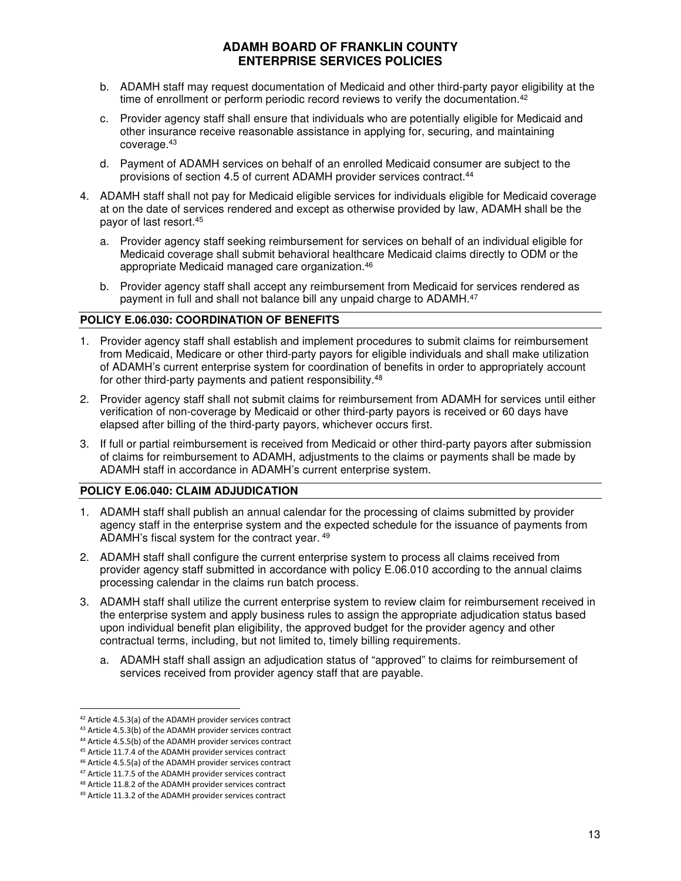b. ADAMH staff may request documentation of Medicaid and other third-party payor eligibility at the time of enrollment or perform periodic record reviews to verify the documentation.[42]

c. Provider agency staff shall ensure that individuals who are potentially eligible for Medicaid and other insurance receive reasonable assistance in applying for, securing, and maintaining coverage.[43]

d. Payment of ADAMH services on behalf of an enrolled Medicaid consumer are subject to the provisions of section 4.5 of current ADAMH provider services contract.[44]

4. ADAMH staff shall not pay for Medicaid eligible services for individuals eligible for Medicaid coverage at on the date of services rendered and except as otherwise provided by law, ADAMH shall be the payor of last resort.[45]

   a. Provider agency staff seeking reimbursement for services on behalf of an individual eligible for Medicaid coverage shall submit behavioral healthcare Medicaid claims directly to ODM or the appropriate Medicaid managed care organization.[46]

   b. Provider agency staff shall accept any reimbursement from Medicaid for services rendered as payment in full and shall not balance bill any unpaid charge to ADAMH.[47]

**POLICY E.06.030: COORDINATION OF BENEFITS**

1. Provider agency staff shall establish and implement procedures to submit claims for reimbursement from Medicaid, Medicare or other third-party payors for eligible individuals and shall make utilization of ADAMH's current enterprise system for coordination of benefits in order to appropriately account for other third-party payments and patient responsibility.[48]

2. Provider agency staff shall not submit claims for reimbursement from ADAMH for services until either verification of non-coverage by Medicaid or other third-party payors is received or 60 days have elapsed after billing of the third-party payors, whichever occurs first.

3. If full or partial reimbursement is received from Medicaid or other third-party payors after submission of claims for reimbursement to ADAMH, adjustments to the claims or payments shall be made by ADAMH staff in accordance in ADAMH's current enterprise system.

**POLICY E.06.040: CLAIM ADJUDICATION**

1. ADAMH staff shall publish an annual calendar for the processing of claims submitted by provider agency staff in the enterprise system and the expected schedule for the issuance of payments from ADAMH's fiscal system for the contract year.[49]

2. ADAMH staff shall configure the current enterprise system to process all claims received from provider agency staff submitted in accordance with policy E.06.010 according to the annual claims processing calendar in the claims run batch process.

3. ADAMH staff shall utilize the current enterprise system to review claim for reimbursement received in the enterprise system and apply business rules to assign the appropriate adjudication status based upon individual benefit plan eligibility, the approved budget for the provider agency and other contractual terms, including, but not limited to, timely billing requirements.

   a. ADAMH staff shall assign an adjudication status of "approved" to claims for reimbursement of services received from provider agency staff that are payable.

---

[42] Article 4.5.3(a) of the ADAMH provider services contract
[43] Article 4.5.3(b) of the ADAMH provider services contract
[44] Article 4.5.5(b) of the ADAMH provider services contract
[45] Article 11.7.4 of the ADAMH provider services contract
[46] Article 4.5.5(a) of the ADAMH provider services contract
[47] Article 11.7.5 of the ADAMH provider services contract
[48] Article 11.8.2 of the ADAMH provider services contract
[49] Article 11.3.2 of the ADAMH provider services contract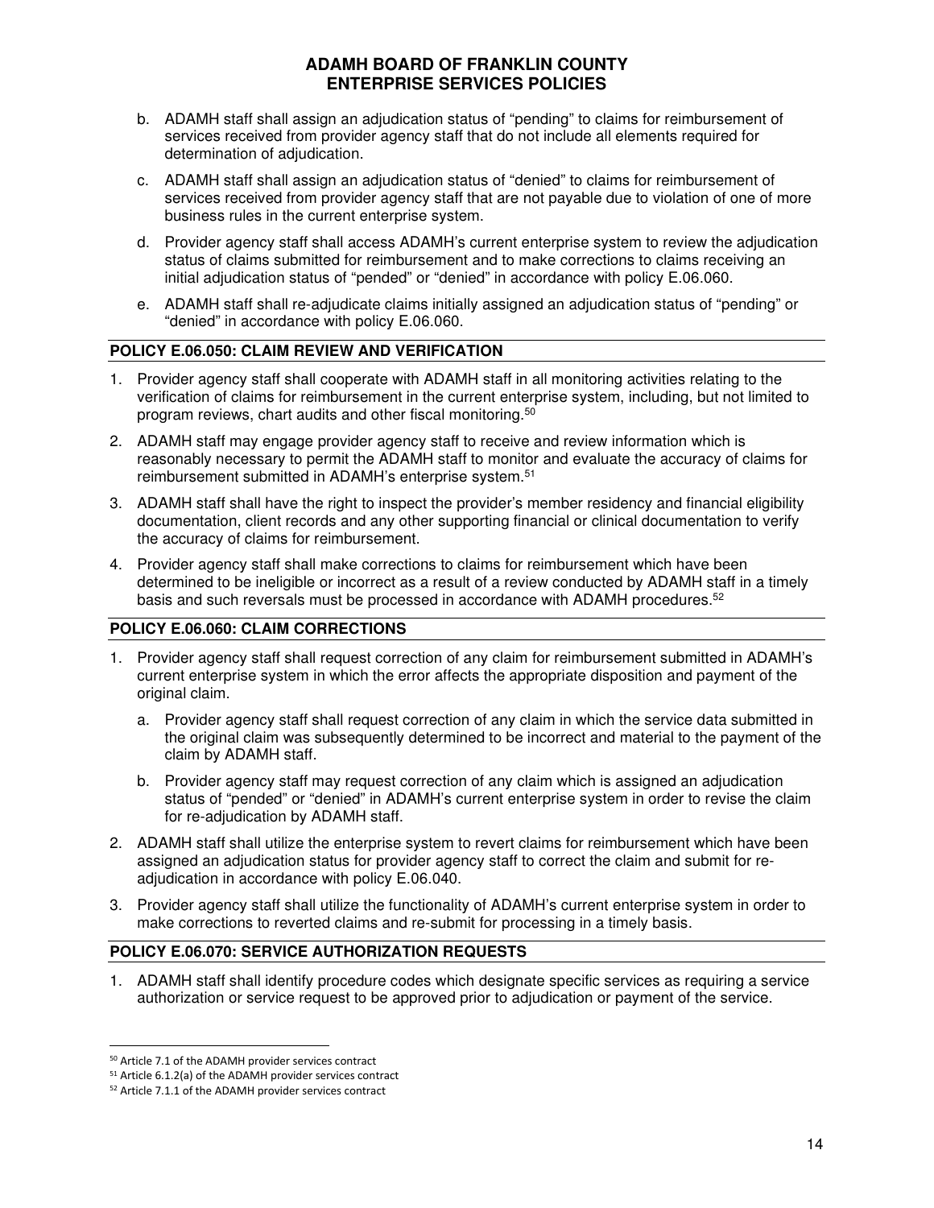b. ADAMH staff shall assign an adjudication status of "pending" to claims for reimbursement of services received from provider agency staff that do not include all elements required for determination of adjudication.

c. ADAMH staff shall assign an adjudication status of "denied" to claims for reimbursement of services received from provider agency staff that are not payable due to violation of one of more business rules in the current enterprise system.

d. Provider agency staff shall access ADAMH's current enterprise system to review the adjudication status of claims submitted for reimbursement and to make corrections to claims receiving an initial adjudication status of "pended" or "denied" in accordance with policy E.06.060.

e. ADAMH staff shall re-adjudicate claims initially assigned an adjudication status of "pending" or "denied" in accordance with policy E.06.060.

### POLICY E.06.050: CLAIM REVIEW AND VERIFICATION

1. Provider agency staff shall cooperate with ADAMH staff in all monitoring activities relating to the verification of claims for reimbursement in the current enterprise system, including, but not limited to program reviews, chart audits and other fiscal monitoring.[50]
2. ADAMH staff may engage provider agency staff to receive and review information which is reasonably necessary to permit the ADAMH staff to monitor and evaluate the accuracy of claims for reimbursement submitted in ADAMH's enterprise system.[51]
3. ADAMH staff shall have the right to inspect the provider's member residency and financial eligibility documentation, client records and any other supporting financial or clinical documentation to verify the accuracy of claims for reimbursement.
4. Provider agency staff shall make corrections to claims for reimbursement which have been determined to be ineligible or incorrect as a result of a review conducted by ADAMH staff in a timely basis and such reversals must be processed in accordance with ADAMH procedures.[52]

### POLICY E.06.060: CLAIM CORRECTIONS

1. Provider agency staff shall request correction of any claim for reimbursement submitted in ADAMH's current enterprise system in which the error affects the appropriate disposition and payment of the original claim.
   a. Provider agency staff shall request correction of any claim in which the service data submitted in the original claim was subsequently determined to be incorrect and material to the payment of the claim by ADAMH staff.
   b. Provider agency staff may request correction of any claim which is assigned an adjudication status of "pended" or "denied" in ADAMH's current enterprise system in order to revise the claim for re-adjudication by ADAMH staff.
2. ADAMH staff shall utilize the enterprise system to revert claims for reimbursement which have been assigned an adjudication status for provider agency staff to correct the claim and submit for re-adjudication in accordance with policy E.06.040.
3. Provider agency staff shall utilize the functionality of ADAMH's current enterprise system in order to make corrections to reverted claims and re-submit for processing in a timely basis.

### POLICY E.06.070: SERVICE AUTHORIZATION REQUESTS

1. ADAMH staff shall identify procedure codes which designate specific services as requiring a service authorization or service request to be approved prior to adjudication or payment of the service.

---

[50] Article 7.1 of the ADAMH provider services contract

[51] Article 6.1.2(a) of the ADAMH provider services contract

[52] Article 7.1.1 of the ADAMH provider services contract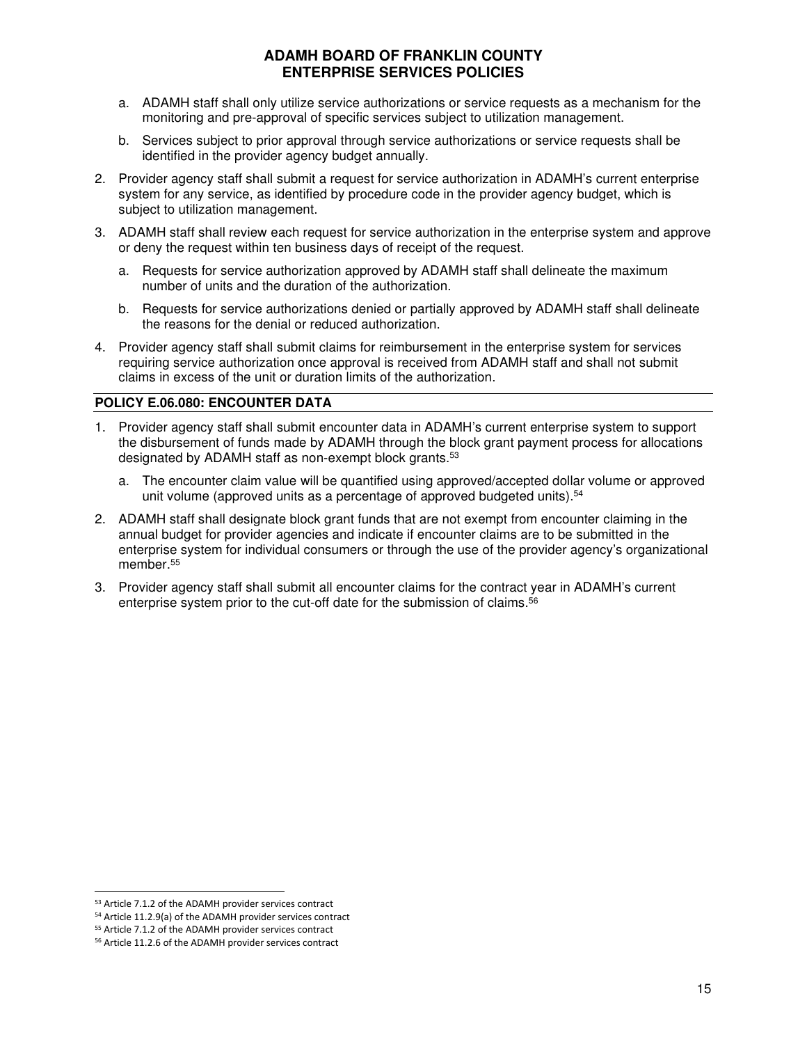a. ADAMH staff shall only utilize service authorizations or service requests as a mechanism for the monitoring and pre-approval of specific services subject to utilization management.

b. Services subject to prior approval through service authorizations or service requests shall be identified in the provider agency budget annually.

2. Provider agency staff shall submit a request for service authorization in ADAMH's current enterprise system for any service, as identified by procedure code in the provider agency budget, which is subject to utilization management.

3. ADAMH staff shall review each request for service authorization in the enterprise system and approve or deny the request within ten business days of receipt of the request.

   a. Requests for service authorization approved by ADAMH staff shall delineate the maximum number of units and the duration of the authorization.

   b. Requests for service authorizations denied or partially approved by ADAMH staff shall delineate the reasons for the denial or reduced authorization.

4. Provider agency staff shall submit claims for reimbursement in the enterprise system for services requiring service authorization once approval is received from ADAMH staff and shall not submit claims in excess of the unit or duration limits of the authorization.

**POLICY E.06.080: ENCOUNTER DATA**

1. Provider agency staff shall submit encounter data in ADAMH's current enterprise system to support the disbursement of funds made by ADAMH through the block grant payment process for allocations designated by ADAMH staff as non-exempt block grants.[53]

   a. The encounter claim value will be quantified using approved/accepted dollar volume or approved unit volume (approved units as a percentage of approved budgeted units).[54]

2. ADAMH staff shall designate block grant funds that are not exempt from encounter claiming in the annual budget for provider agencies and indicate if encounter claims are to be submitted in the enterprise system for individual consumers or through the use of the provider agency's organizational member.[55]

3. Provider agency staff shall submit all encounter claims for the contract year in ADAMH's current enterprise system prior to the cut-off date for the submission of claims.[56]

[53] Article 7.1.2 of the ADAMH provider services contract
[54] Article 11.2.9(a) of the ADAMH provider services contract
[55] Article 7.1.2 of the ADAMH provider services contract
[56] Article 11.2.6 of the ADAMH provider services contract